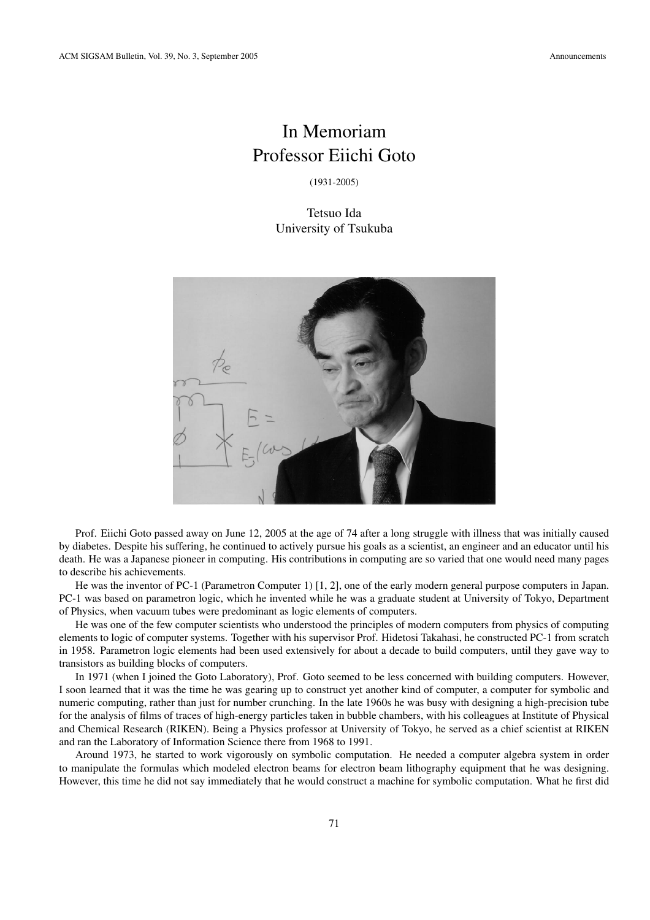# In Memoriam
# Professor Eiichi Goto

(1931-2005)

Tetsuo Ida
University of Tsukuba

Prof. Eiichi Goto passed away on June 12, 2005 at the age of 74 after a long struggle with illness that was initially caused by diabetes. Despite his suffering, he continued to actively pursue his goals as a scientist, an engineer and an educator until his death. He was a Japanese pioneer in computing. His contributions in computing are so varied that one would need many pages to describe his achievements.

He was the inventor of PC-1 (Parametron Computer 1) [1, 2], one of the early modern general purpose computers in Japan. PC-1 was based on parametron logic, which he invented while he was a graduate student at University of Tokyo, Department of Physics, when vacuum tubes were predominant as logic elements of computers.

He was one of the few computer scientists who understood the principles of modern computers from physics of computing elements to logic of computer systems. Together with his supervisor Prof. Hidetosi Takahasi, he constructed PC-1 from scratch in 1958. Parametron logic elements had been used extensively for about a decade to build computers, until they gave way to transistors as building blocks of computers.

In 1971 (when I joined the Goto Laboratory), Prof. Goto seemed to be less concerned with building computers. However, I soon learned that it was the time he was gearing up to construct yet another kind of computer, a computer for symbolic and numeric computing, rather than just for number crunching. In the late 1960s he was busy with designing a high-precision tube for the analysis of films of traces of high-energy particles taken in bubble chambers, with his colleagues at Institute of Physical and Chemical Research (RIKEN). Being a Physics professor at University of Tokyo, he served as a chief scientist at RIKEN and ran the Laboratory of Information Science there from 1968 to 1991.

Around 1973, he started to work vigorously on symbolic computation. He needed a computer algebra system in order to manipulate the formulas which modeled electron beams for electron beam lithography equipment that he was designing. However, this time he did not say immediately that he would construct a machine for symbolic computation. What he first did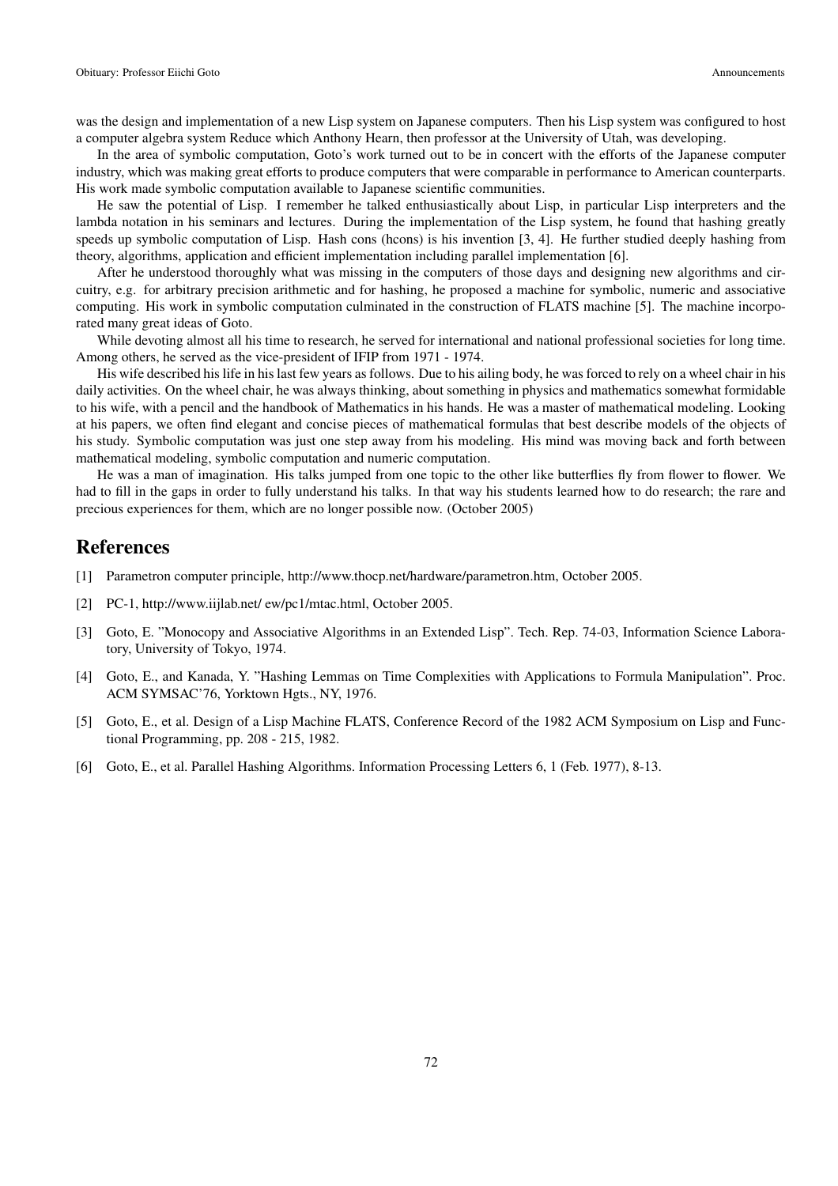was the design and implementation of a new Lisp system on Japanese computers. Then his Lisp system was configured to host a computer algebra system Reduce which Anthony Hearn, then professor at the University of Utah, was developing.

In the area of symbolic computation, Goto's work turned out to be in concert with the efforts of the Japanese computer industry, which was making great efforts to produce computers that were comparable in performance to American counterparts. His work made symbolic computation available to Japanese scientific communities.

He saw the potential of Lisp. I remember he talked enthusiastically about Lisp, in particular Lisp interpreters and the lambda notation in his seminars and lectures. During the implementation of the Lisp system, he found that hashing greatly speeds up symbolic computation of Lisp. Hash cons (hcons) is his invention [3, 4]. He further studied deeply hashing from theory, algorithms, application and efficient implementation including parallel implementation [6].

After he understood thoroughly what was missing in the computers of those days and designing new algorithms and circuitry, e.g. for arbitrary precision arithmetic and for hashing, he proposed a machine for symbolic, numeric and associative computing. His work in symbolic computation culminated in the construction of FLATS machine [5]. The machine incorporated many great ideas of Goto.

While devoting almost all his time to research, he served for international and national professional societies for long time. Among others, he served as the vice-president of IFIP from 1971 - 1974.

His wife described his life in his last few years as follows. Due to his ailing body, he was forced to rely on a wheel chair in his daily activities. On the wheel chair, he was always thinking, about something in physics and mathematics somewhat formidable to his wife, with a pencil and the handbook of Mathematics in his hands. He was a master of mathematical modeling. Looking at his papers, we often find elegant and concise pieces of mathematical formulas that best describe models of the objects of his study. Symbolic computation was just one step away from his modeling. His mind was moving back and forth between mathematical modeling, symbolic computation and numeric computation.

He was a man of imagination. His talks jumped from one topic to the other like butterflies fly from flower to flower. We had to fill in the gaps in order to fully understand his talks. In that way his students learned how to do research; the rare and precious experiences for them, which are no longer possible now. (October 2005)

## References

[1] Parametron computer principle, http://www.thocp.net/hardware/parametron.htm, October 2005.

[2] PC-1, http://www.iijlab.net/ ew/pc1/mtac.html, October 2005.

[3] Goto, E. "Monocopy and Associative Algorithms in an Extended Lisp". Tech. Rep. 74-03, Information Science Laboratory, University of Tokyo, 1974.

[4] Goto, E., and Kanada, Y. "Hashing Lemmas on Time Complexities with Applications to Formula Manipulation". Proc. ACM SYMSAC'76, Yorktown Hgts., NY, 1976.

[5] Goto, E., et al. Design of a Lisp Machine FLATS, Conference Record of the 1982 ACM Symposium on Lisp and Functional Programming, pp. 208 - 215, 1982.

[6] Goto, E., et al. Parallel Hashing Algorithms. Information Processing Letters 6, 1 (Feb. 1977), 8-13.